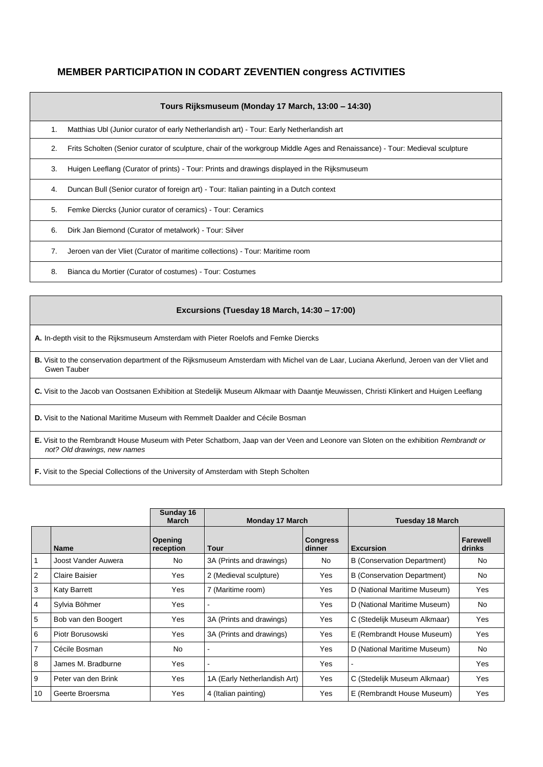# MEMBER PARTICIPATION IN CODART ZEVENTIEN congress ACTIVITIES

## Tours Rijksmuseum (Monday 17 March, 13:00 – 14:30)

1. Matthias Ubl (Junior curator of early Netherlandish art) - Tour: Early Netherlandish art
2. Frits Scholten (Senior curator of sculpture, chair of the workgroup Middle Ages and Renaissance) - Tour: Medieval sculpture
3. Huigen Leeflang (Curator of prints) - Tour: Prints and drawings displayed in the Rijksmuseum
4. Duncan Bull (Senior curator of foreign art) - Tour: Italian painting in a Dutch context
5. Femke Diercks (Junior curator of ceramics) - Tour: Ceramics
6. Dirk Jan Biemond (Curator of metalwork) - Tour: Silver
7. Jeroen van der Vliet (Curator of maritime collections) - Tour: Maritime room
8. Bianca du Mortier (Curator of costumes) - Tour: Costumes

## Excursions (Tuesday 18 March, 14:30 – 17:00)

**A.** In-depth visit to the Rijksmuseum Amsterdam with Pieter Roelofs and Femke Diercks

**B.** Visit to the conservation department of the Rijksmuseum Amsterdam with Michel van de Laar, Luciana Akerlund, Jeroen van der Vliet and Gwen Tauber

**C.** Visit to the Jacob van Oostsanen Exhibition at Stedelijk Museum Alkmaar with Daantje Meuwissen, Christi Klinkert and Huigen Leeflang

**D.** Visit to the National Maritime Museum with Remmelt Daalder and Cécile Bosman

**E.** Visit to the Rembrandt House Museum with Peter Schatborn, Jaap van der Veen and Leonore van Sloten on the exhibition *Rembrandt or not? Old drawings, new names*

**F.** Visit to the Special Collections of the University of Amsterdam with Steph Scholten

| | | Sunday 16 March | Monday 17 March | | Tuesday 18 March | |
|---|---|---|---|---|---|---|
| | **Name** | **Opening reception** | **Tour** | **Congress dinner** | **Excursion** | **Farewell drinks** |
| 1 | Joost Vander Auwera | No | 3A (Prints and drawings) | No | B (Conservation Department) | No |
| 2 | Claire Baisier | Yes | 2 (Medieval sculpture) | Yes | B (Conservation Department) | No |
| 3 | Katy Barrett | Yes | 7 (Maritime room) | Yes | D (National Maritime Museum) | Yes |
| 4 | Sylvia Böhmer | Yes | - | Yes | D (National Maritime Museum) | No |
| 5 | Bob van den Boogert | Yes | 3A (Prints and drawings) | Yes | C (Stedelijk Museum Alkmaar) | Yes |
| 6 | Piotr Borusowski | Yes | 3A (Prints and drawings) | Yes | E (Rembrandt House Museum) | Yes |
| 7 | Cécile Bosman | No | - | Yes | D (National Maritime Museum) | No |
| 8 | James M. Bradburne | Yes | - | Yes | - | Yes |
| 9 | Peter van den Brink | Yes | 1A (Early Netherlandish Art) | Yes | C (Stedelijk Museum Alkmaar) | Yes |
| 10 | Geerte Broersma | Yes | 4 (Italian painting) | Yes | E (Rembrandt House Museum) | Yes |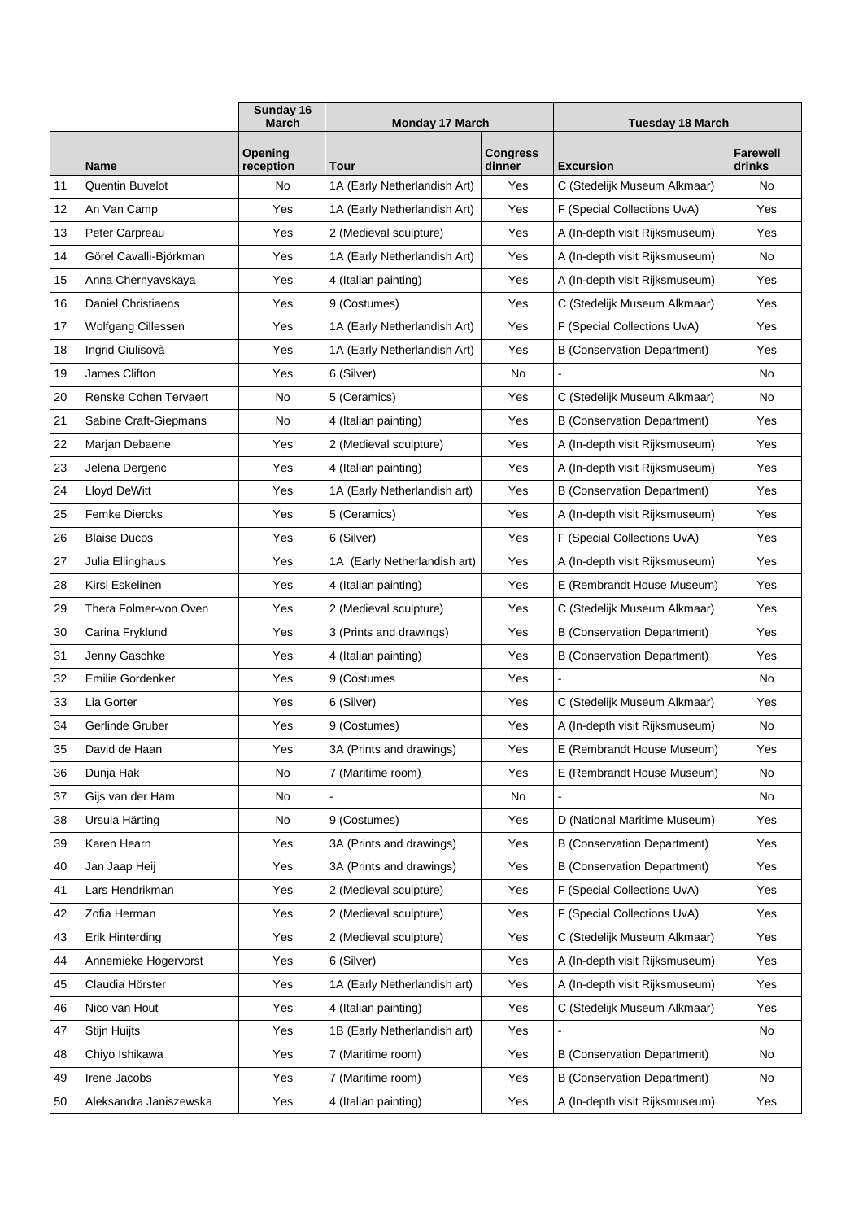| | | Sunday 16 March | Monday 17 March | | Tuesday 18 March | |
|---|---|---|---|---|---|---|
| | **Name** | **Opening reception** | **Tour** | **Congress dinner** | **Excursion** | **Farewell drinks** |
| 11 | Quentin Buvelot | No | 1A (Early Netherlandish Art) | Yes | C (Stedelijk Museum Alkmaar) | No |
| 12 | An Van Camp | Yes | 1A (Early Netherlandish Art) | Yes | F (Special Collections UvA) | Yes |
| 13 | Peter Carpreau | Yes | 2 (Medieval sculpture) | Yes | A (In-depth visit Rijksmuseum) | Yes |
| 14 | Görel Cavalli-Björkman | Yes | 1A (Early Netherlandish Art) | Yes | A (In-depth visit Rijksmuseum) | No |
| 15 | Anna Chernyavskaya | Yes | 4 (Italian painting) | Yes | A (In-depth visit Rijksmuseum) | Yes |
| 16 | Daniel Christiaens | Yes | 9 (Costumes) | Yes | C (Stedelijk Museum Alkmaar) | Yes |
| 17 | Wolfgang Cillessen | Yes | 1A (Early Netherlandish Art) | Yes | F (Special Collections UvA) | Yes |
| 18 | Ingrid Ciulisovà | Yes | 1A (Early Netherlandish Art) | Yes | B (Conservation Department) | Yes |
| 19 | James Clifton | Yes | 6 (Silver) | No | - | No |
| 20 | Renske Cohen Tervaert | No | 5 (Ceramics) | Yes | C (Stedelijk Museum Alkmaar) | No |
| 21 | Sabine Craft-Giepmans | No | 4 (Italian painting) | Yes | B (Conservation Department) | Yes |
| 22 | Marjan Debaene | Yes | 2 (Medieval sculpture) | Yes | A (In-depth visit Rijksmuseum) | Yes |
| 23 | Jelena Dergenc | Yes | 4 (Italian painting) | Yes | A (In-depth visit Rijksmuseum) | Yes |
| 24 | Lloyd DeWitt | Yes | 1A (Early Netherlandish art) | Yes | B (Conservation Department) | Yes |
| 25 | Femke Diercks | Yes | 5 (Ceramics) | Yes | A (In-depth visit Rijksmuseum) | Yes |
| 26 | Blaise Ducos | Yes | 6 (Silver) | Yes | F (Special Collections UvA) | Yes |
| 27 | Julia Ellinghaus | Yes | 1A (Early Netherlandish art) | Yes | A (In-depth visit Rijksmuseum) | Yes |
| 28 | Kirsi Eskelinen | Yes | 4 (Italian painting) | Yes | E (Rembrandt House Museum) | Yes |
| 29 | Thera Folmer-von Oven | Yes | 2 (Medieval sculpture) | Yes | C (Stedelijk Museum Alkmaar) | Yes |
| 30 | Carina Fryklund | Yes | 3 (Prints and drawings) | Yes | B (Conservation Department) | Yes |
| 31 | Jenny Gaschke | Yes | 4 (Italian painting) | Yes | B (Conservation Department) | Yes |
| 32 | Emilie Gordenker | Yes | 9 (Costumes | Yes | - | No |
| 33 | Lia Gorter | Yes | 6 (Silver) | Yes | C (Stedelijk Museum Alkmaar) | Yes |
| 34 | Gerlinde Gruber | Yes | 9 (Costumes) | Yes | A (In-depth visit Rijksmuseum) | No |
| 35 | David de Haan | Yes | 3A (Prints and drawings) | Yes | E (Rembrandt House Museum) | Yes |
| 36 | Dunja Hak | No | 7 (Maritime room) | Yes | E (Rembrandt House Museum) | No |
| 37 | Gijs van der Ham | No | - | No | - | No |
| 38 | Ursula Härting | No | 9 (Costumes) | Yes | D (National Maritime Museum) | Yes |
| 39 | Karen Hearn | Yes | 3A (Prints and drawings) | Yes | B (Conservation Department) | Yes |
| 40 | Jan Jaap Heij | Yes | 3A (Prints and drawings) | Yes | B (Conservation Department) | Yes |
| 41 | Lars Hendrikman | Yes | 2 (Medieval sculpture) | Yes | F (Special Collections UvA) | Yes |
| 42 | Zofia Herman | Yes | 2 (Medieval sculpture) | Yes | F (Special Collections UvA) | Yes |
| 43 | Erik Hinterding | Yes | 2 (Medieval sculpture) | Yes | C (Stedelijk Museum Alkmaar) | Yes |
| 44 | Annemieke Hogervorst | Yes | 6 (Silver) | Yes | A (In-depth visit Rijksmuseum) | Yes |
| 45 | Claudia Hörster | Yes | 1A (Early Netherlandish art) | Yes | A (In-depth visit Rijksmuseum) | Yes |
| 46 | Nico van Hout | Yes | 4 (Italian painting) | Yes | C (Stedelijk Museum Alkmaar) | Yes |
| 47 | Stijn Huijts | Yes | 1B (Early Netherlandish art) | Yes | - | No |
| 48 | Chiyo Ishikawa | Yes | 7 (Maritime room) | Yes | B (Conservation Department) | No |
| 49 | Irene Jacobs | Yes | 7 (Maritime room) | Yes | B (Conservation Department) | No |
| 50 | Aleksandra Janiszewska | Yes | 4 (Italian painting) | Yes | A (In-depth visit Rijksmuseum) | Yes |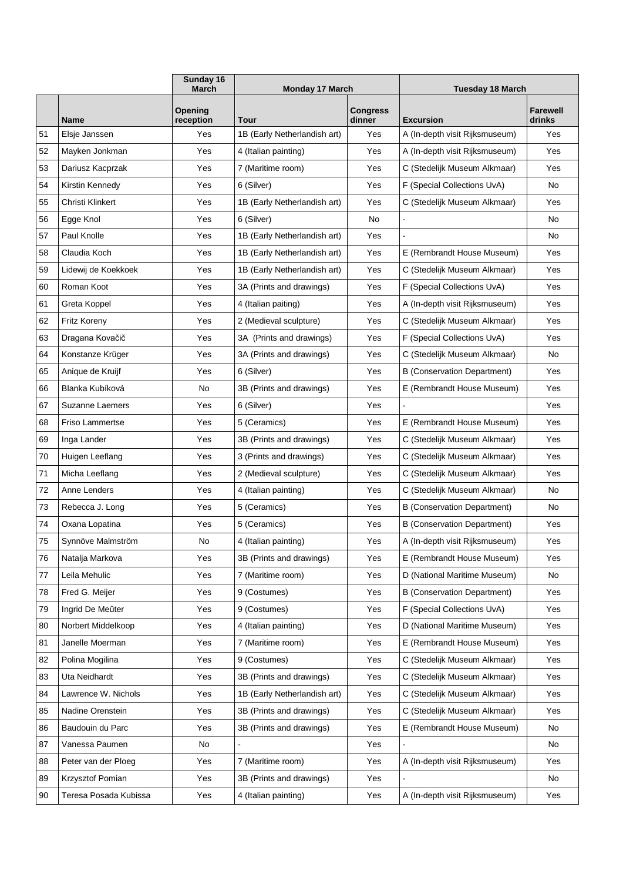| | | Sunday 16 March | Monday 17 March | | Tuesday 18 March | |
|---|---|---|---|---|---|---|
| | **Name** | **Opening reception** | **Tour** | **Congress dinner** | **Excursion** | **Farewell drinks** |
| 51 | Elsje Janssen | Yes | 1B (Early Netherlandish art) | Yes | A (In-depth visit Rijksmuseum) | Yes |
| 52 | Mayken Jonkman | Yes | 4 (Italian painting) | Yes | A (In-depth visit Rijksmuseum) | Yes |
| 53 | Dariusz Kacprzak | Yes | 7 (Maritime room) | Yes | C (Stedelijk Museum Alkmaar) | Yes |
| 54 | Kirstin Kennedy | Yes | 6 (Silver) | Yes | F (Special Collections UvA) | No |
| 55 | Christi Klinkert | Yes | 1B (Early Netherlandish art) | Yes | C (Stedelijk Museum Alkmaar) | Yes |
| 56 | Egge Knol | Yes | 6 (Silver) | No | - | No |
| 57 | Paul Knolle | Yes | 1B (Early Netherlandish art) | Yes | - | No |
| 58 | Claudia Koch | Yes | 1B (Early Netherlandish art) | Yes | E (Rembrandt House Museum) | Yes |
| 59 | Lidewij de Koekkoek | Yes | 1B (Early Netherlandish art) | Yes | C (Stedelijk Museum Alkmaar) | Yes |
| 60 | Roman Koot | Yes | 3A (Prints and drawings) | Yes | F (Special Collections UvA) | Yes |
| 61 | Greta Koppel | Yes | 4 (Italian paiting) | Yes | A (In-depth visit Rijksmuseum) | Yes |
| 62 | Fritz Koreny | Yes | 2 (Medieval sculpture) | Yes | C (Stedelijk Museum Alkmaar) | Yes |
| 63 | Dragana Kovačič | Yes | 3A (Prints and drawings) | Yes | F (Special Collections UvA) | Yes |
| 64 | Konstanze Krüger | Yes | 3A (Prints and drawings) | Yes | C (Stedelijk Museum Alkmaar) | No |
| 65 | Anique de Kruijf | Yes | 6 (Silver) | Yes | B (Conservation Department) | Yes |
| 66 | Blanka Kubíková | No | 3B (Prints and drawings) | Yes | E (Rembrandt House Museum) | Yes |
| 67 | Suzanne Laemers | Yes | 6 (Silver) | Yes | - | Yes |
| 68 | Friso Lammertse | Yes | 5 (Ceramics) | Yes | E (Rembrandt House Museum) | Yes |
| 69 | Inga Lander | Yes | 3B (Prints and drawings) | Yes | C (Stedelijk Museum Alkmaar) | Yes |
| 70 | Huigen Leeflang | Yes | 3 (Prints and drawings) | Yes | C (Stedelijk Museum Alkmaar) | Yes |
| 71 | Micha Leeflang | Yes | 2 (Medieval sculpture) | Yes | C (Stedelijk Museum Alkmaar) | Yes |
| 72 | Anne Lenders | Yes | 4 (Italian painting) | Yes | C (Stedelijk Museum Alkmaar) | No |
| 73 | Rebecca J. Long | Yes | 5 (Ceramics) | Yes | B (Conservation Department) | No |
| 74 | Oxana Lopatina | Yes | 5 (Ceramics) | Yes | B (Conservation Department) | Yes |
| 75 | Synnöve Malmström | No | 4 (Italian painting) | Yes | A (In-depth visit Rijksmuseum) | Yes |
| 76 | Natalja Markova | Yes | 3B (Prints and drawings) | Yes | E (Rembrandt House Museum) | Yes |
| 77 | Leila Mehulic | Yes | 7 (Maritime room) | Yes | D (National Maritime Museum) | No |
| 78 | Fred G. Meijer | Yes | 9 (Costumes) | Yes | B (Conservation Department) | Yes |
| 79 | Ingrid De Meûter | Yes | 9 (Costumes) | Yes | F (Special Collections UvA) | Yes |
| 80 | Norbert Middelkoop | Yes | 4 (Italian painting) | Yes | D (National Maritime Museum) | Yes |
| 81 | Janelle Moerman | Yes | 7 (Maritime room) | Yes | E (Rembrandt House Museum) | Yes |
| 82 | Polina Mogilina | Yes | 9 (Costumes) | Yes | C (Stedelijk Museum Alkmaar) | Yes |
| 83 | Uta Neidhardt | Yes | 3B (Prints and drawings) | Yes | C (Stedelijk Museum Alkmaar) | Yes |
| 84 | Lawrence W. Nichols | Yes | 1B (Early Netherlandish art) | Yes | C (Stedelijk Museum Alkmaar) | Yes |
| 85 | Nadine Orenstein | Yes | 3B (Prints and drawings) | Yes | C (Stedelijk Museum Alkmaar) | Yes |
| 86 | Baudouin du Parc | Yes | 3B (Prints and drawings) | Yes | E (Rembrandt House Museum) | No |
| 87 | Vanessa Paumen | No | - | Yes | - | No |
| 88 | Peter van der Ploeg | Yes | 7 (Maritime room) | Yes | A (In-depth visit Rijksmuseum) | Yes |
| 89 | Krzysztof Pomian | Yes | 3B (Prints and drawings) | Yes | - | No |
| 90 | Teresa Posada Kubissa | Yes | 4 (Italian painting) | Yes | A (In-depth visit Rijksmuseum) | Yes |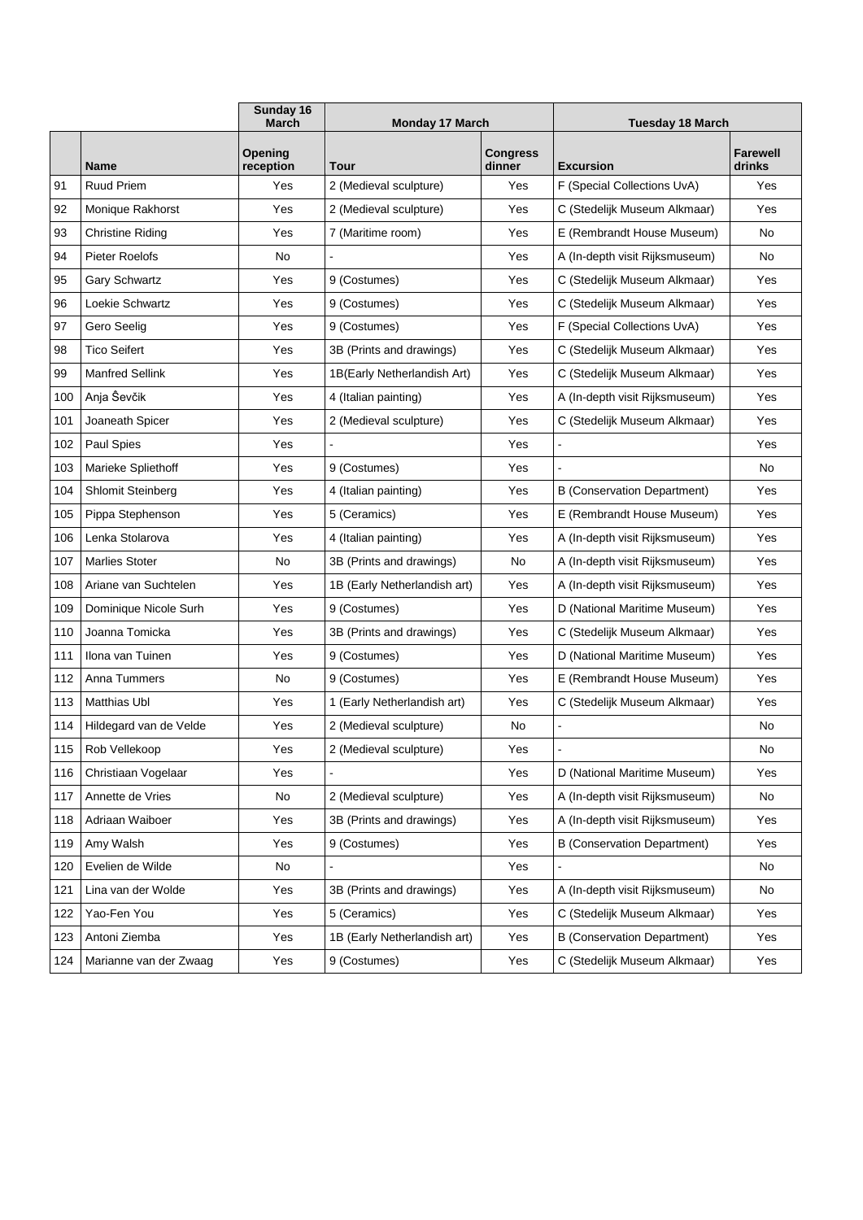| | | Sunday 16 March | Monday 17 March | | Tuesday 18 March | |
|---|---|---|---|---|---|---|
| | **Name** | **Opening reception** | **Tour** | **Congress dinner** | **Excursion** | **Farewell drinks** |
| 91 | Ruud Priem | Yes | 2 (Medieval sculpture) | Yes | F (Special Collections UvA) | Yes |
| 92 | Monique Rakhorst | Yes | 2 (Medieval sculpture) | Yes | C (Stedelijk Museum Alkmaar) | Yes |
| 93 | Christine Riding | Yes | 7 (Maritime room) | Yes | E (Rembrandt House Museum) | No |
| 94 | Pieter Roelofs | No | - | Yes | A (In-depth visit Rijksmuseum) | No |
| 95 | Gary Schwartz | Yes | 9 (Costumes) | Yes | C (Stedelijk Museum Alkmaar) | Yes |
| 96 | Loekie Schwartz | Yes | 9 (Costumes) | Yes | C (Stedelijk Museum Alkmaar) | Yes |
| 97 | Gero Seelig | Yes | 9 (Costumes) | Yes | F (Special Collections UvA) | Yes |
| 98 | Tico Seifert | Yes | 3B (Prints and drawings) | Yes | C (Stedelijk Museum Alkmaar) | Yes |
| 99 | Manfred Sellink | Yes | 1B(Early Netherlandish Art) | Yes | C (Stedelijk Museum Alkmaar) | Yes |
| 100 | Anja Ševčik | Yes | 4 (Italian painting) | Yes | A (In-depth visit Rijksmuseum) | Yes |
| 101 | Joaneath Spicer | Yes | 2 (Medieval sculpture) | Yes | C (Stedelijk Museum Alkmaar) | Yes |
| 102 | Paul Spies | Yes | - | Yes | - | Yes |
| 103 | Marieke Spliethoff | Yes | 9 (Costumes) | Yes | - | No |
| 104 | Shlomit Steinberg | Yes | 4 (Italian painting) | Yes | B (Conservation Department) | Yes |
| 105 | Pippa Stephenson | Yes | 5 (Ceramics) | Yes | E (Rembrandt House Museum) | Yes |
| 106 | Lenka Stolarova | Yes | 4 (Italian painting) | Yes | A (In-depth visit Rijksmuseum) | Yes |
| 107 | Marlies Stoter | No | 3B (Prints and drawings) | No | A (In-depth visit Rijksmuseum) | Yes |
| 108 | Ariane van Suchtelen | Yes | 1B (Early Netherlandish art) | Yes | A (In-depth visit Rijksmuseum) | Yes |
| 109 | Dominique Nicole Surh | Yes | 9 (Costumes) | Yes | D (National Maritime Museum) | Yes |
| 110 | Joanna Tomicka | Yes | 3B (Prints and drawings) | Yes | C (Stedelijk Museum Alkmaar) | Yes |
| 111 | Ilona van Tuinen | Yes | 9 (Costumes) | Yes | D (National Maritime Museum) | Yes |
| 112 | Anna Tummers | No | 9 (Costumes) | Yes | E (Rembrandt House Museum) | Yes |
| 113 | Matthias Ubl | Yes | 1 (Early Netherlandish art) | Yes | C (Stedelijk Museum Alkmaar) | Yes |
| 114 | Hildegard van de Velde | Yes | 2 (Medieval sculpture) | No | - | No |
| 115 | Rob Vellekoop | Yes | 2 (Medieval sculpture) | Yes | - | No |
| 116 | Christiaan Vogelaar | Yes | - | Yes | D (National Maritime Museum) | Yes |
| 117 | Annette de Vries | No | 2 (Medieval sculpture) | Yes | A (In-depth visit Rijksmuseum) | No |
| 118 | Adriaan Waiboer | Yes | 3B (Prints and drawings) | Yes | A (In-depth visit Rijksmuseum) | Yes |
| 119 | Amy Walsh | Yes | 9 (Costumes) | Yes | B (Conservation Department) | Yes |
| 120 | Evelien de Wilde | No | - | Yes | - | No |
| 121 | Lina van der Wolde | Yes | 3B (Prints and drawings) | Yes | A (In-depth visit Rijksmuseum) | No |
| 122 | Yao-Fen You | Yes | 5 (Ceramics) | Yes | C (Stedelijk Museum Alkmaar) | Yes |
| 123 | Antoni Ziemba | Yes | 1B (Early Netherlandish art) | Yes | B (Conservation Department) | Yes |
| 124 | Marianne van der Zwaag | Yes | 9 (Costumes) | Yes | C (Stedelijk Museum Alkmaar) | Yes |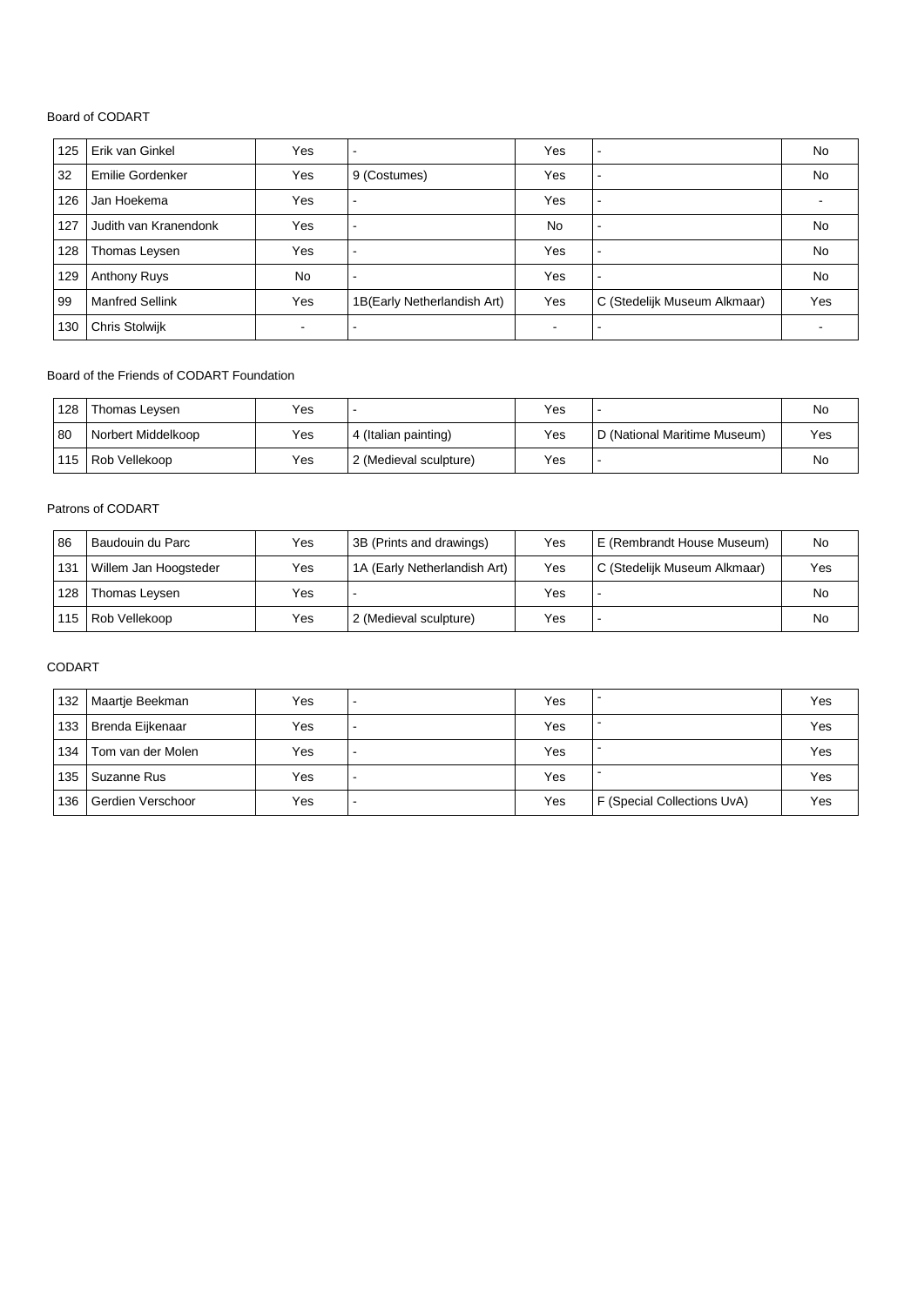Board of CODART

| | | | | | | |
|---|---|---|---|---|---|---|
| 125 | Erik van Ginkel | Yes | - | Yes | - | No |
| 32 | Emilie Gordenker | Yes | 9 (Costumes) | Yes | - | No |
| 126 | Jan Hoekema | Yes | - | Yes | - | - |
| 127 | Judith van Kranendonk | Yes | - | No | - | No |
| 128 | Thomas Leysen | Yes | - | Yes | - | No |
| 129 | Anthony Ruys | No | - | Yes | - | No |
| 99 | Manfred Sellink | Yes | 1B(Early Netherlandish Art) | Yes | C (Stedelijk Museum Alkmaar) | Yes |
| 130 | Chris Stolwijk | - | - | - | - | - |

Board of the Friends of CODART Foundation

| | | | | | | |
|---|---|---|---|---|---|---|
| 128 | Thomas Leysen | Yes | - | Yes | - | No |
| 80 | Norbert Middelkoop | Yes | 4 (Italian painting) | Yes | D (National Maritime Museum) | Yes |
| 115 | Rob Vellekoop | Yes | 2 (Medieval sculpture) | Yes | - | No |

Patrons of CODART

| | | | | | | |
|---|---|---|---|---|---|---|
| 86 | Baudouin du Parc | Yes | 3B (Prints and drawings) | Yes | E (Rembrandt House Museum) | No |
| 131 | Willem Jan Hoogsteder | Yes | 1A (Early Netherlandish Art) | Yes | C (Stedelijk Museum Alkmaar) | Yes |
| 128 | Thomas Leysen | Yes | - | Yes | - | No |
| 115 | Rob Vellekoop | Yes | 2 (Medieval sculpture) | Yes | - | No |

CODART

| | | | | | | |
|---|---|---|---|---|---|---|
| 132 | Maartje Beekman | Yes | - | Yes | - | Yes |
| 133 | Brenda Eijkenaar | Yes | - | Yes | - | Yes |
| 134 | Tom van der Molen | Yes | - | Yes | - | Yes |
| 135 | Suzanne Rus | Yes | - | Yes | - | Yes |
| 136 | Gerdien Verschoor | Yes | - | Yes | F (Special Collections UvA) | Yes |